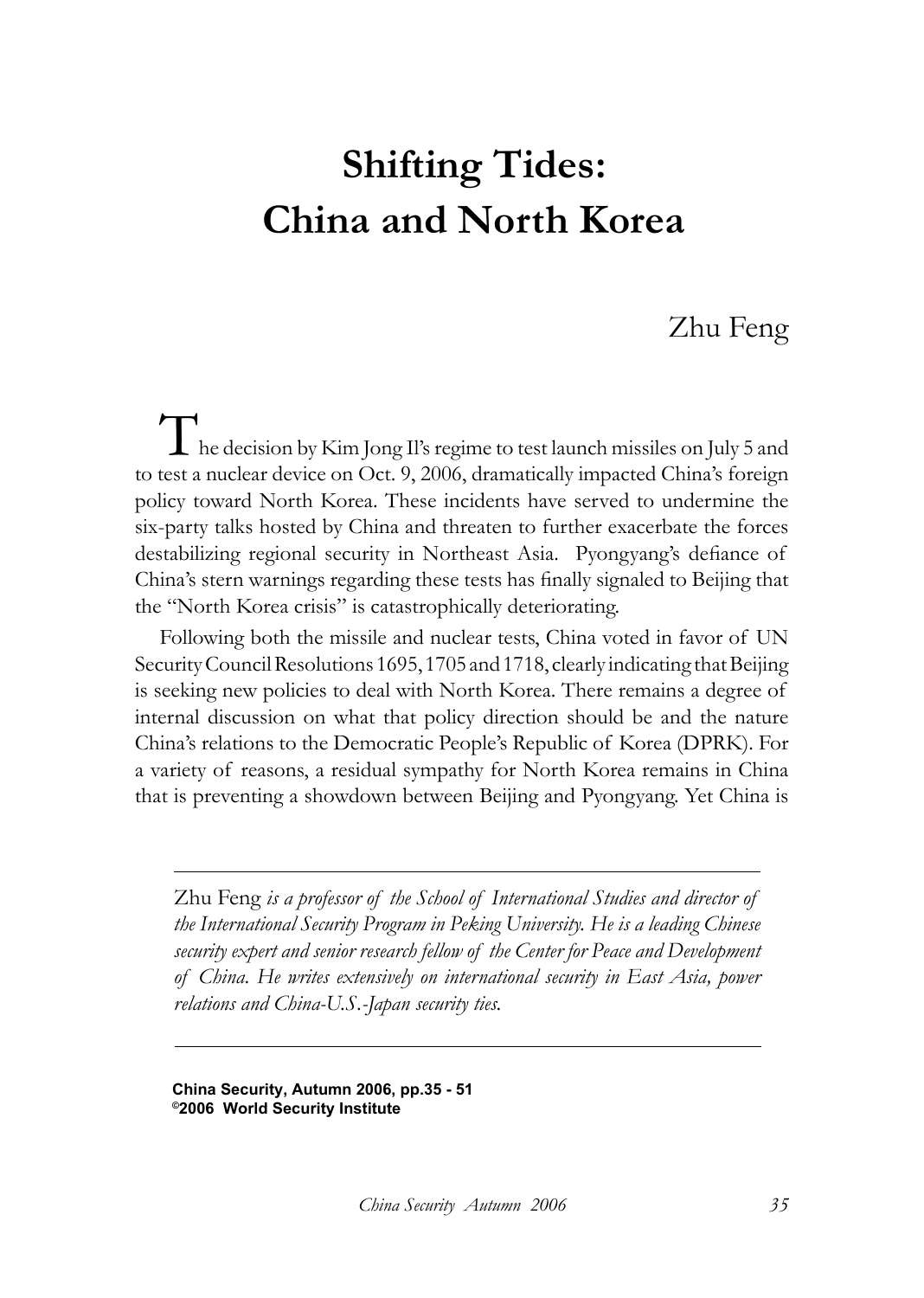# Shifting Tides: China and North Korea

Zhu Feng

The decision by Kim Jong Il's regime to test launch missiles on July 5 and to test a nuclear device on Oct. 9, 2006, dramatically impacted China's foreign policy toward North Korea. These incidents have served to undermine the six-party talks hosted by China and threaten to further exacerbate the forces destabilizing regional security in Northeast Asia. Pyongyang's defiance of China's stern warnings regarding these tests has finally signaled to Beijing that the "North Korea crisis" is catastrophically deteriorating.

Following both the missile and nuclear tests, China voted in favor of UN Security Council Resolutions 1695, 1705 and 1718, clearly indicating that Beijing is seeking new policies to deal with North Korea. There remains a degree of internal discussion on what that policy direction should be and the nature China's relations to the Democratic People's Republic of Korea (DPRK). For a variety of reasons, a residual sympathy for North Korea remains in China that is preventing a showdown between Beijing and Pyongyang. Yet China is

---

Zhu Feng *is a professor of the School of International Studies and director of the International Security Program in Peking University. He is a leading Chinese security expert and senior research fellow of the Center for Peace and Development of China. He writes extensively on international security in East Asia, power relations and China-U.S.-Japan security ties.*

---

**China Security, Autumn 2006, pp.35 - 51**
**©2006 World Security Institute**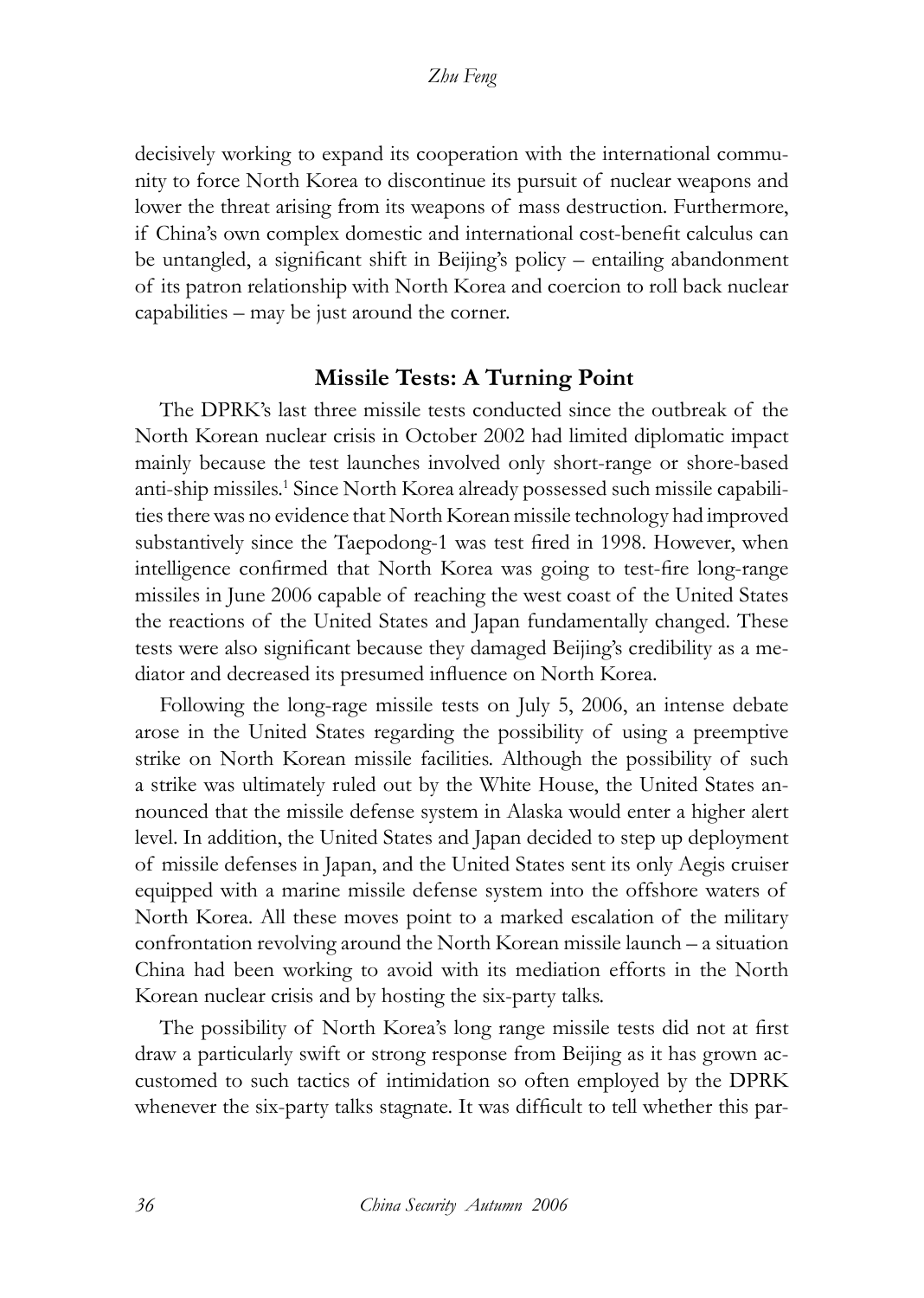decisively working to expand its cooperation with the international community to force North Korea to discontinue its pursuit of nuclear weapons and lower the threat arising from its weapons of mass destruction. Furthermore, if China's own complex domestic and international cost-benefit calculus can be untangled, a significant shift in Beijing's policy – entailing abandonment of its patron relationship with North Korea and coercion to roll back nuclear capabilities – may be just around the corner.

## Missile Tests: A Turning Point

The DPRK's last three missile tests conducted since the outbreak of the North Korean nuclear crisis in October 2002 had limited diplomatic impact mainly because the test launches involved only short-range or shore-based anti-ship missiles.[1] Since North Korea already possessed such missile capabilities there was no evidence that North Korean missile technology had improved substantively since the Taepodong-1 was test fired in 1998. However, when intelligence confirmed that North Korea was going to test-fire long-range missiles in June 2006 capable of reaching the west coast of the United States the reactions of the United States and Japan fundamentally changed. These tests were also significant because they damaged Beijing's credibility as a mediator and decreased its presumed influence on North Korea.

Following the long-rage missile tests on July 5, 2006, an intense debate arose in the United States regarding the possibility of using a preemptive strike on North Korean missile facilities. Although the possibility of such a strike was ultimately ruled out by the White House, the United States announced that the missile defense system in Alaska would enter a higher alert level. In addition, the United States and Japan decided to step up deployment of missile defenses in Japan, and the United States sent its only Aegis cruiser equipped with a marine missile defense system into the offshore waters of North Korea. All these moves point to a marked escalation of the military confrontation revolving around the North Korean missile launch – a situation China had been working to avoid with its mediation efforts in the North Korean nuclear crisis and by hosting the six-party talks.

The possibility of North Korea's long range missile tests did not at first draw a particularly swift or strong response from Beijing as it has grown accustomed to such tactics of intimidation so often employed by the DPRK whenever the six-party talks stagnate. It was difficult to tell whether this par-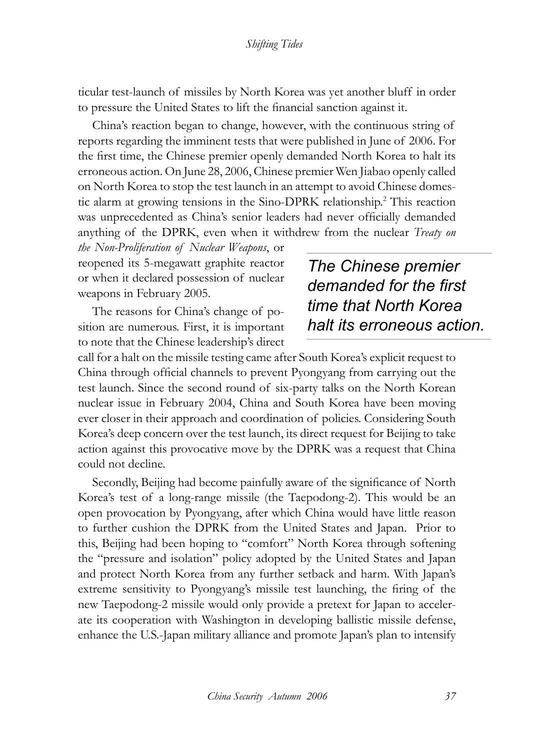ticular test-launch of missiles by North Korea was yet another bluff in order to pressure the United States to lift the financial sanction against it.

China's reaction began to change, however, with the continuous string of reports regarding the imminent tests that were published in June of 2006. For the first time, the Chinese premier openly demanded North Korea to halt its erroneous action. On June 28, 2006, Chinese premier Wen Jiabao openly called on North Korea to stop the test launch in an attempt to avoid Chinese domestic alarm at growing tensions in the Sino-DPRK relationship.[2] This reaction was unprecedented as China's senior leaders had never officially demanded anything of the DPRK, even when it withdrew from the nuclear *Treaty on the Non-Proliferation of Nuclear Weapons*, or reopened its 5-megawatt graphite reactor or when it declared possession of nuclear weapons in February 2005.

*The Chinese premier demanded for the first time that North Korea halt its erroneous action.*

The reasons for China's change of position are numerous. First, it is important to note that the Chinese leadership's direct call for a halt on the missile testing came after South Korea's explicit request to China through official channels to prevent Pyongyang from carrying out the test launch. Since the second round of six-party talks on the North Korean nuclear issue in February 2004, China and South Korea have been moving ever closer in their approach and coordination of policies. Considering South Korea's deep concern over the test launch, its direct request for Beijing to take action against this provocative move by the DPRK was a request that China could not decline.

Secondly, Beijing had become painfully aware of the significance of North Korea's test of a long-range missile (the Taepodong-2). This would be an open provocation by Pyongyang, after which China would have little reason to further cushion the DPRK from the United States and Japan. Prior to this, Beijing had been hoping to "comfort" North Korea through softening the "pressure and isolation" policy adopted by the United States and Japan and protect North Korea from any further setback and harm. With Japan's extreme sensitivity to Pyongyang's missile test launching, the firing of the new Taepodong-2 missile would only provide a pretext for Japan to accelerate its cooperation with Washington in developing ballistic missile defense, enhance the U.S.-Japan military alliance and promote Japan's plan to intensify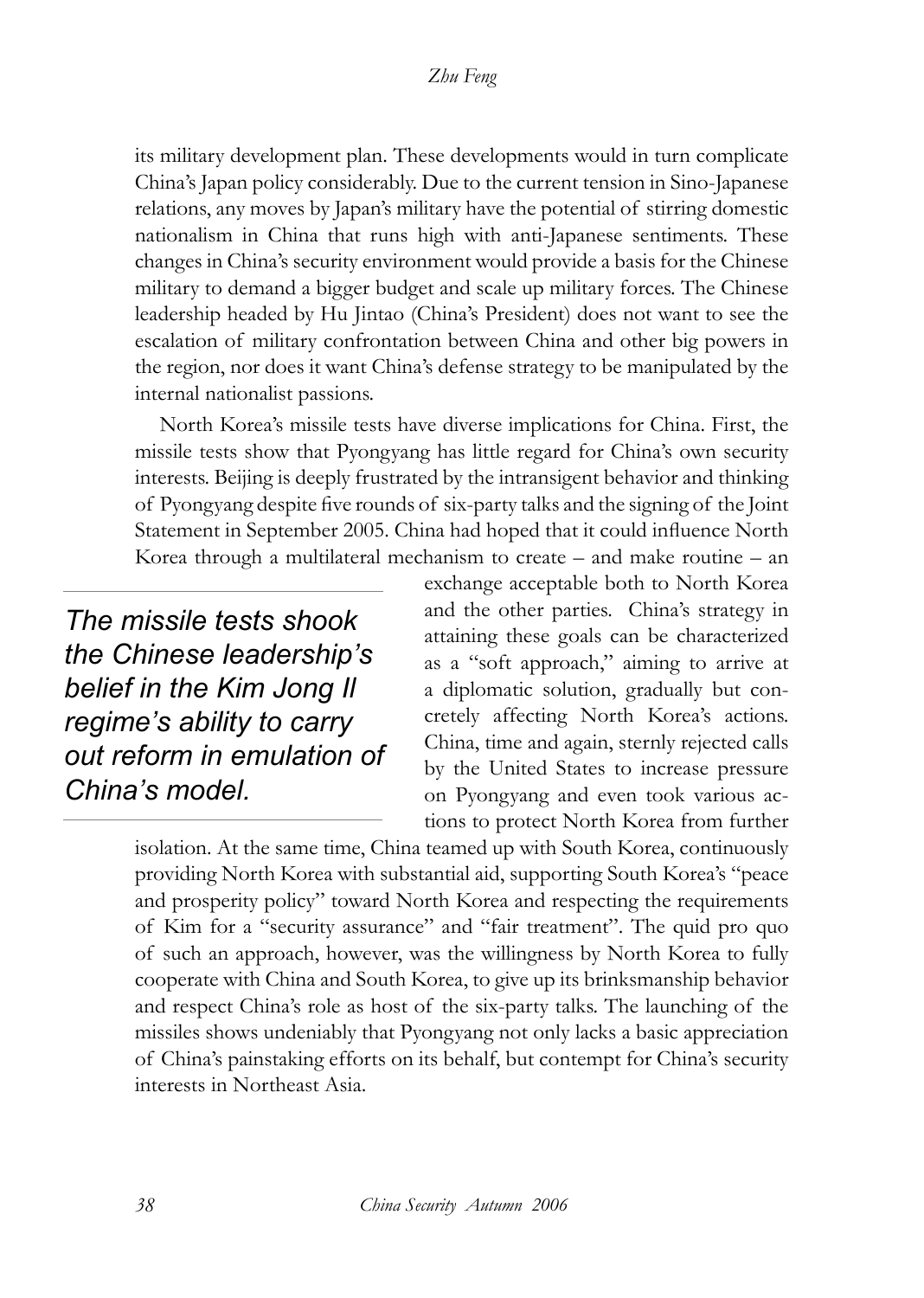its military development plan. These developments would in turn complicate China's Japan policy considerably. Due to the current tension in Sino-Japanese relations, any moves by Japan's military have the potential of stirring domestic nationalism in China that runs high with anti-Japanese sentiments. These changes in China's security environment would provide a basis for the Chinese military to demand a bigger budget and scale up military forces. The Chinese leadership headed by Hu Jintao (China's President) does not want to see the escalation of military confrontation between China and other big powers in the region, nor does it want China's defense strategy to be manipulated by the internal nationalist passions.

North Korea's missile tests have diverse implications for China. First, the missile tests show that Pyongyang has little regard for China's own security interests. Beijing is deeply frustrated by the intransigent behavior and thinking of Pyongyang despite five rounds of six-party talks and the signing of the Joint Statement in September 2005. China had hoped that it could influence North Korea through a multilateral mechanism to create – and make routine – an exchange acceptable both to North Korea and the other parties. China's strategy in attaining these goals can be characterized as a "soft approach," aiming to arrive at a diplomatic solution, gradually but concretely affecting North Korea's actions. China, time and again, sternly rejected calls by the United States to increase pressure on Pyongyang and even took various actions to protect North Korea from further isolation. At the same time, China teamed up with South Korea, continuously providing North Korea with substantial aid, supporting South Korea's "peace and prosperity policy" toward North Korea and respecting the requirements of Kim for a "security assurance" and "fair treatment". The quid pro quo of such an approach, however, was the willingness by North Korea to fully cooperate with China and South Korea, to give up its brinksmanship behavior and respect China's role as host of the six-party talks. The launching of the missiles shows undeniably that Pyongyang not only lacks a basic appreciation of China's painstaking efforts on its behalf, but contempt for China's security interests in Northeast Asia.

> *The missile tests shook the Chinese leadership's belief in the Kim Jong Il regime's ability to carry out reform in emulation of China's model.*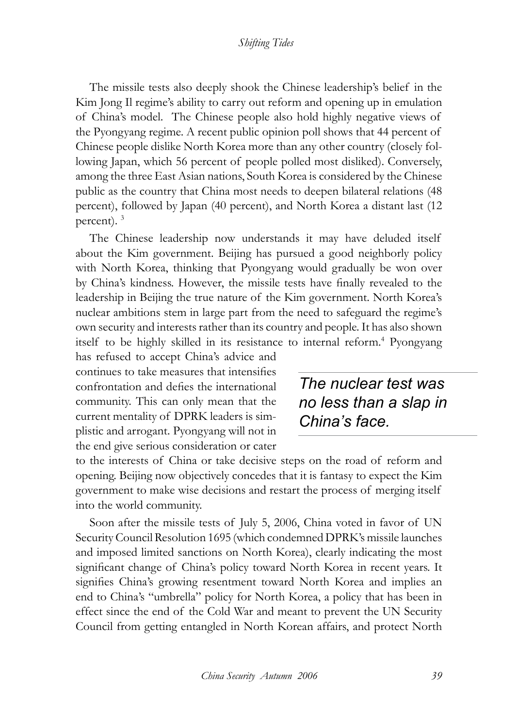The missile tests also deeply shook the Chinese leadership's belief in the Kim Jong Il regime's ability to carry out reform and opening up in emulation of China's model. The Chinese people also hold highly negative views of the Pyongyang regime. A recent public opinion poll shows that 44 percent of Chinese people dislike North Korea more than any other country (closely following Japan, which 56 percent of people polled most disliked). Conversely, among the three East Asian nations, South Korea is considered by the Chinese public as the country that China most needs to deepen bilateral relations (48 percent), followed by Japan (40 percent), and North Korea a distant last (12 percent). [3]

The Chinese leadership now understands it may have deluded itself about the Kim government. Beijing has pursued a good neighborly policy with North Korea, thinking that Pyongyang would gradually be won over by China's kindness. However, the missile tests have finally revealed to the leadership in Beijing the true nature of the Kim government. North Korea's nuclear ambitions stem in large part from the need to safeguard the regime's own security and interests rather than its country and people. It has also shown itself to be highly skilled in its resistance to internal reform.[4] Pyongyang has refused to accept China's advice and continues to take measures that intensifies confrontation and defies the international community. This can only mean that the current mentality of DPRK leaders is simplistic and arrogant. Pyongyang will not in the end give serious consideration or cater to the interests of China or take decisive steps on the road of reform and opening. Beijing now objectively concedes that it is fantasy to expect the Kim government to make wise decisions and restart the process of merging itself into the world community.

> *The nuclear test was no less than a slap in China's face.*

Soon after the missile tests of July 5, 2006, China voted in favor of UN Security Council Resolution 1695 (which condemned DPRK's missile launches and imposed limited sanctions on North Korea), clearly indicating the most significant change of China's policy toward North Korea in recent years. It signifies China's growing resentment toward North Korea and implies an end to China's "umbrella" policy for North Korea, a policy that has been in effect since the end of the Cold War and meant to prevent the UN Security Council from getting entangled in North Korean affairs, and protect North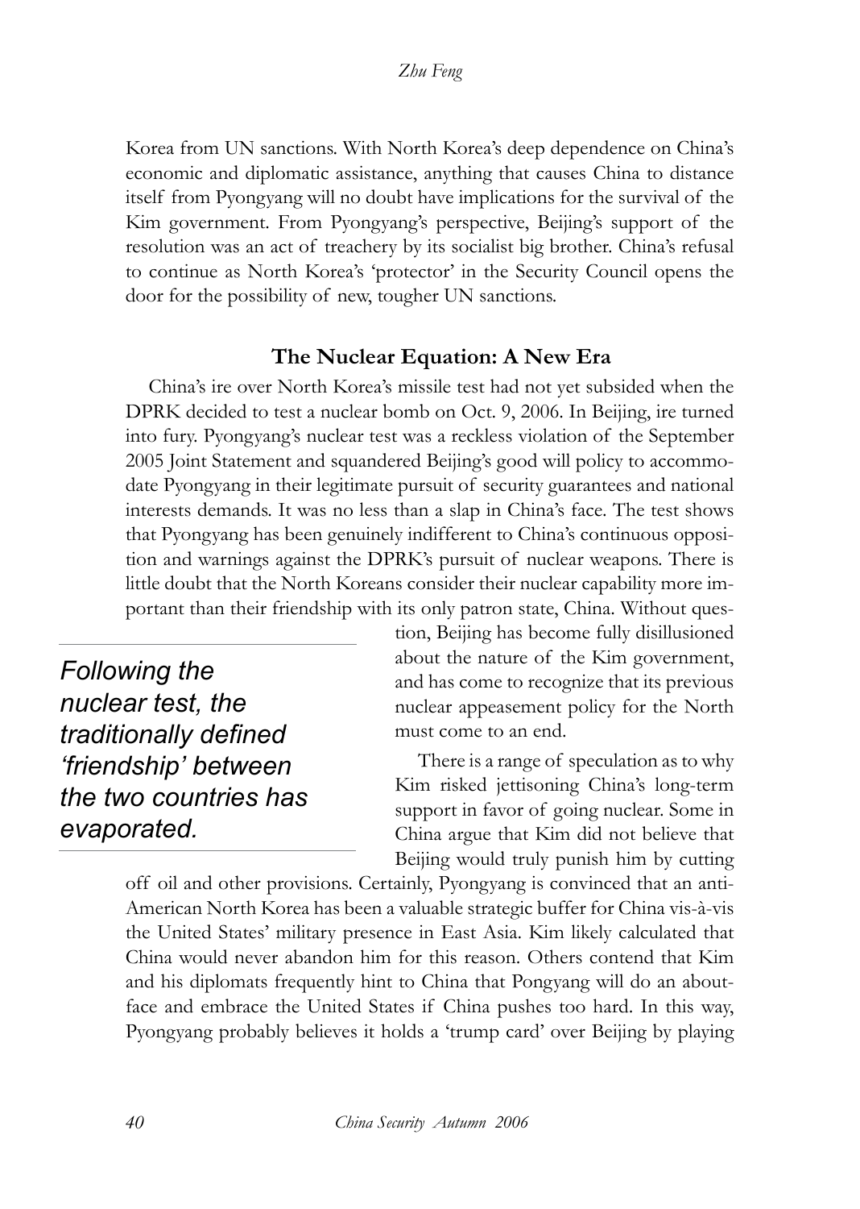Korea from UN sanctions. With North Korea's deep dependence on China's economic and diplomatic assistance, anything that causes China to distance itself from Pyongyang will no doubt have implications for the survival of the Kim government. From Pyongyang's perspective, Beijing's support of the resolution was an act of treachery by its socialist big brother. China's refusal to continue as North Korea's 'protector' in the Security Council opens the door for the possibility of new, tougher UN sanctions.

## The Nuclear Equation: A New Era

China's ire over North Korea's missile test had not yet subsided when the DPRK decided to test a nuclear bomb on Oct. 9, 2006. In Beijing, ire turned into fury. Pyongyang's nuclear test was a reckless violation of the September 2005 Joint Statement and squandered Beijing's good will policy to accommodate Pyongyang in their legitimate pursuit of security guarantees and national interests demands. It was no less than a slap in China's face. The test shows that Pyongyang has been genuinely indifferent to China's continuous opposition and warnings against the DPRK's pursuit of nuclear weapons. There is little doubt that the North Koreans consider their nuclear capability more important than their friendship with its only patron state, China. Without question, Beijing has become fully disillusioned about the nature of the Kim government, and has come to recognize that its previous nuclear appeasement policy for the North must come to an end.

*Following the nuclear test, the traditionally defined 'friendship' between the two countries has evaporated.*

There is a range of speculation as to why Kim risked jettisoning China's long-term support in favor of going nuclear. Some in China argue that Kim did not believe that Beijing would truly punish him by cutting off oil and other provisions. Certainly, Pyongyang is convinced that an anti-American North Korea has been a valuable strategic buffer for China vis-à-vis the United States' military presence in East Asia. Kim likely calculated that China would never abandon him for this reason. Others contend that Kim and his diplomats frequently hint to China that Pongyang will do an about-face and embrace the United States if China pushes too hard. In this way, Pyongyang probably believes it holds a 'trump card' over Beijing by playing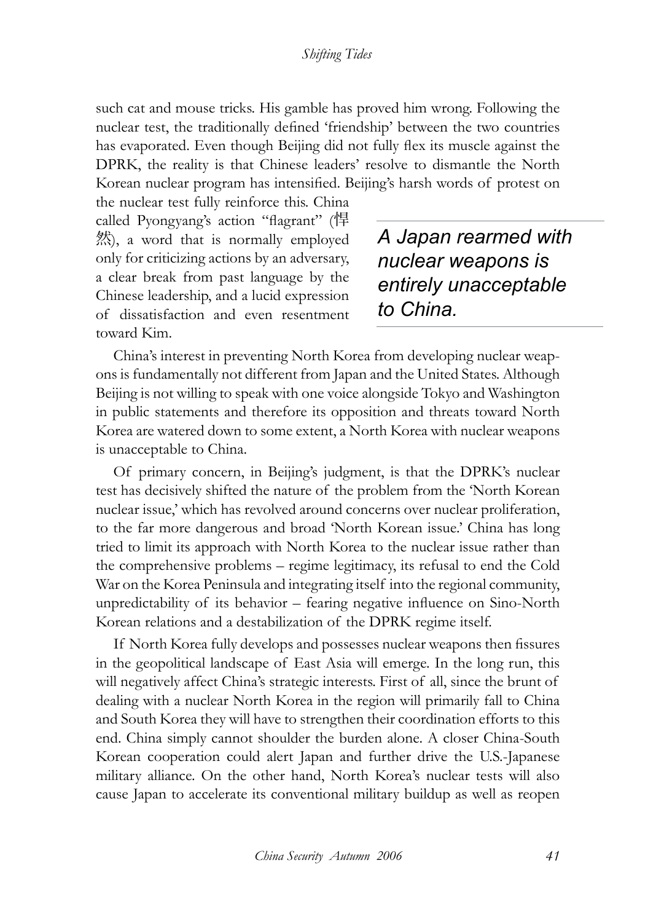such cat and mouse tricks. His gamble has proved him wrong. Following the nuclear test, the traditionally defined 'friendship' between the two countries has evaporated. Even though Beijing did not fully flex its muscle against the DPRK, the reality is that Chinese leaders' resolve to dismantle the North Korean nuclear program has intensified. Beijing's harsh words of protest on the nuclear test fully reinforce this. China called Pyongyang's action "flagrant" (悍然), a word that is normally employed only for criticizing actions by an adversary, a clear break from past language by the Chinese leadership, and a lucid expression of dissatisfaction and even resentment toward Kim.

> *A Japan rearmed with nuclear weapons is entirely unacceptable to China.*

China's interest in preventing North Korea from developing nuclear weapons is fundamentally not different from Japan and the United States. Although Beijing is not willing to speak with one voice alongside Tokyo and Washington in public statements and therefore its opposition and threats toward North Korea are watered down to some extent, a North Korea with nuclear weapons is unacceptable to China.

Of primary concern, in Beijing's judgment, is that the DPRK's nuclear test has decisively shifted the nature of the problem from the 'North Korean nuclear issue,' which has revolved around concerns over nuclear proliferation, to the far more dangerous and broad 'North Korean issue.' China has long tried to limit its approach with North Korea to the nuclear issue rather than the comprehensive problems – regime legitimacy, its refusal to end the Cold War on the Korea Peninsula and integrating itself into the regional community, unpredictability of its behavior – fearing negative influence on Sino-North Korean relations and a destabilization of the DPRK regime itself.

If North Korea fully develops and possesses nuclear weapons then fissures in the geopolitical landscape of East Asia will emerge. In the long run, this will negatively affect China's strategic interests. First of all, since the brunt of dealing with a nuclear North Korea in the region will primarily fall to China and South Korea they will have to strengthen their coordination efforts to this end. China simply cannot shoulder the burden alone. A closer China-South Korean cooperation could alert Japan and further drive the U.S.-Japanese military alliance. On the other hand, North Korea's nuclear tests will also cause Japan to accelerate its conventional military buildup as well as reopen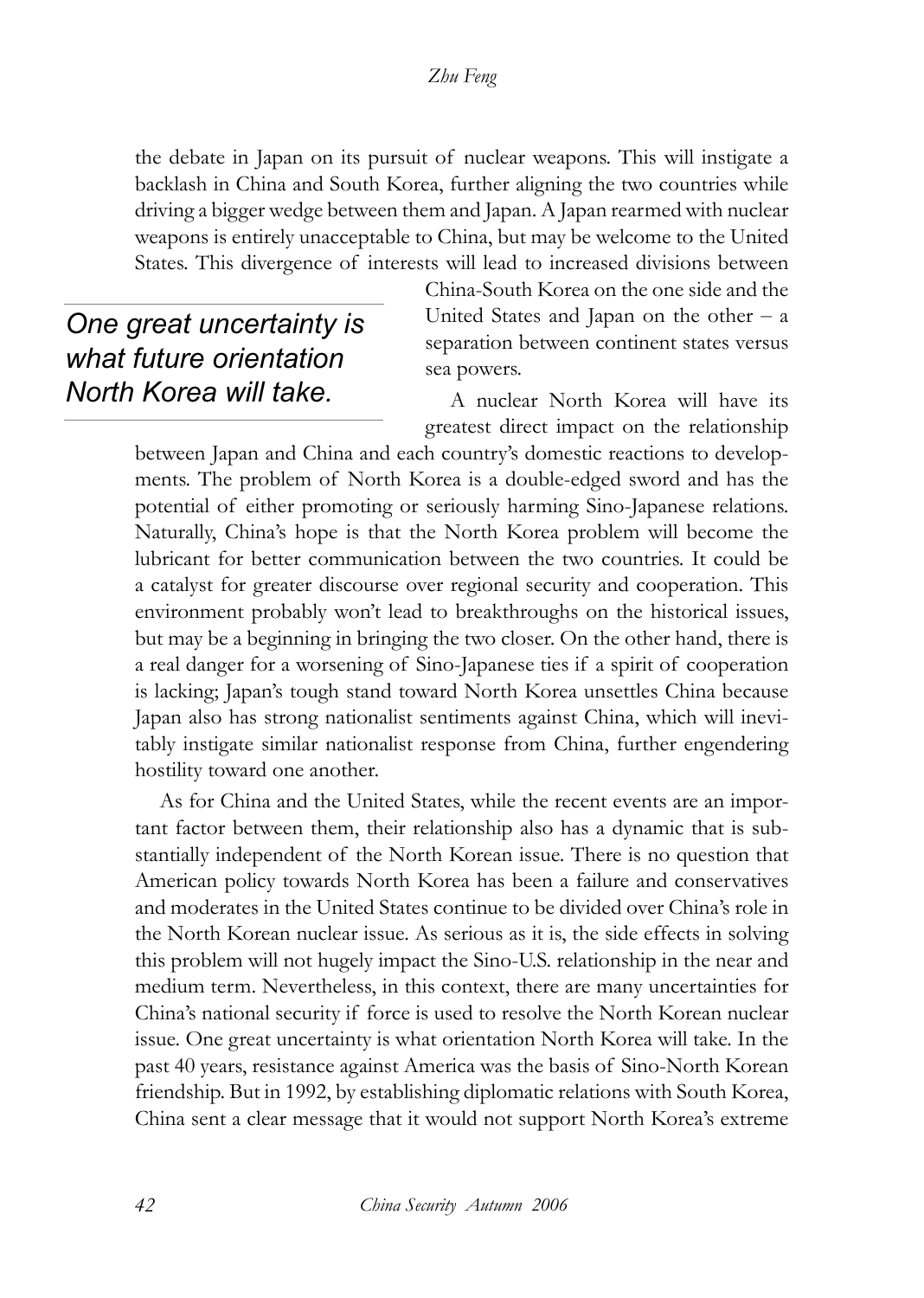the debate in Japan on its pursuit of nuclear weapons. This will instigate a backlash in China and South Korea, further aligning the two countries while driving a bigger wedge between them and Japan. A Japan rearmed with nuclear weapons is entirely unacceptable to China, but may be welcome to the United States. This divergence of interests will lead to increased divisions between China-South Korea on the one side and the United States and Japan on the other – a separation between continent states versus sea powers.

*One great uncertainty is what future orientation North Korea will take.*

A nuclear North Korea will have its greatest direct impact on the relationship between Japan and China and each country's domestic reactions to developments. The problem of North Korea is a double-edged sword and has the potential of either promoting or seriously harming Sino-Japanese relations. Naturally, China's hope is that the North Korea problem will become the lubricant for better communication between the two countries. It could be a catalyst for greater discourse over regional security and cooperation. This environment probably won't lead to breakthroughs on the historical issues, but may be a beginning in bringing the two closer. On the other hand, there is a real danger for a worsening of Sino-Japanese ties if a spirit of cooperation is lacking; Japan's tough stand toward North Korea unsettles China because Japan also has strong nationalist sentiments against China, which will inevitably instigate similar nationalist response from China, further engendering hostility toward one another.

As for China and the United States, while the recent events are an important factor between them, their relationship also has a dynamic that is substantially independent of the North Korean issue. There is no question that American policy towards North Korea has been a failure and conservatives and moderates in the United States continue to be divided over China's role in the North Korean nuclear issue. As serious as it is, the side effects in solving this problem will not hugely impact the Sino-U.S. relationship in the near and medium term. Nevertheless, in this context, there are many uncertainties for China's national security if force is used to resolve the North Korean nuclear issue. One great uncertainty is what orientation North Korea will take. In the past 40 years, resistance against America was the basis of Sino-North Korean friendship. But in 1992, by establishing diplomatic relations with South Korea, China sent a clear message that it would not support North Korea's extreme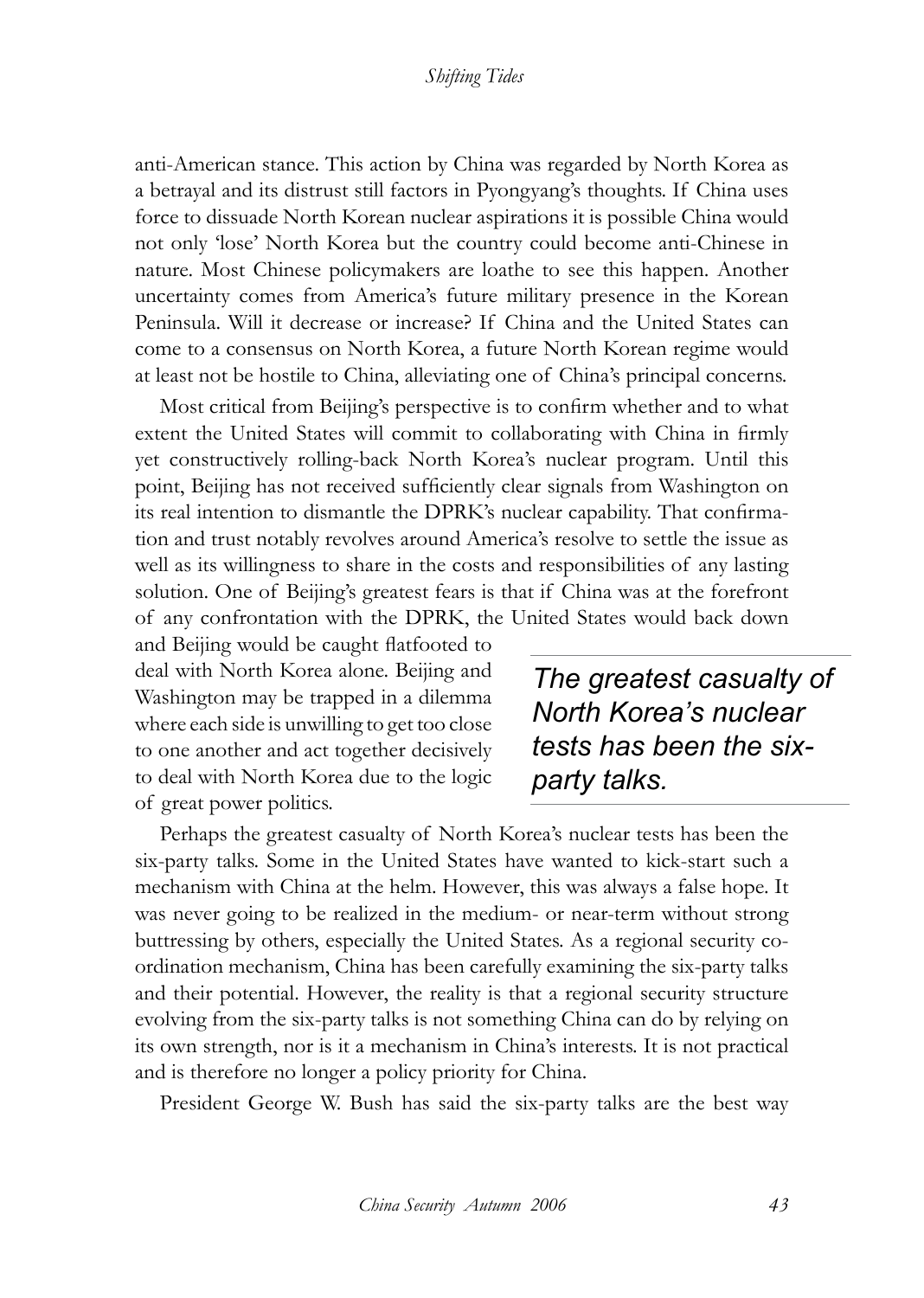anti-American stance. This action by China was regarded by North Korea as a betrayal and its distrust still factors in Pyongyang's thoughts. If China uses force to dissuade North Korean nuclear aspirations it is possible China would not only 'lose' North Korea but the country could become anti-Chinese in nature. Most Chinese policymakers are loathe to see this happen. Another uncertainty comes from America's future military presence in the Korean Peninsula. Will it decrease or increase? If China and the United States can come to a consensus on North Korea, a future North Korean regime would at least not be hostile to China, alleviating one of China's principal concerns.

Most critical from Beijing's perspective is to confirm whether and to what extent the United States will commit to collaborating with China in firmly yet constructively rolling-back North Korea's nuclear program. Until this point, Beijing has not received sufficiently clear signals from Washington on its real intention to dismantle the DPRK's nuclear capability. That confirmation and trust notably revolves around America's resolve to settle the issue as well as its willingness to share in the costs and responsibilities of any lasting solution. One of Beijing's greatest fears is that if China was at the forefront of any confrontation with the DPRK, the United States would back down and Beijing would be caught flatfooted to deal with North Korea alone. Beijing and Washington may be trapped in a dilemma where each side is unwilling to get too close to one another and act together decisively to deal with North Korea due to the logic of great power politics.

> *The greatest casualty of North Korea's nuclear tests has been the six-party talks.*

Perhaps the greatest casualty of North Korea's nuclear tests has been the six-party talks. Some in the United States have wanted to kick-start such a mechanism with China at the helm. However, this was always a false hope. It was never going to be realized in the medium- or near-term without strong buttressing by others, especially the United States. As a regional security co-ordination mechanism, China has been carefully examining the six-party talks and their potential. However, the reality is that a regional security structure evolving from the six-party talks is not something China can do by relying on its own strength, nor is it a mechanism in China's interests. It is not practical and is therefore no longer a policy priority for China.

President George W. Bush has said the six-party talks are the best way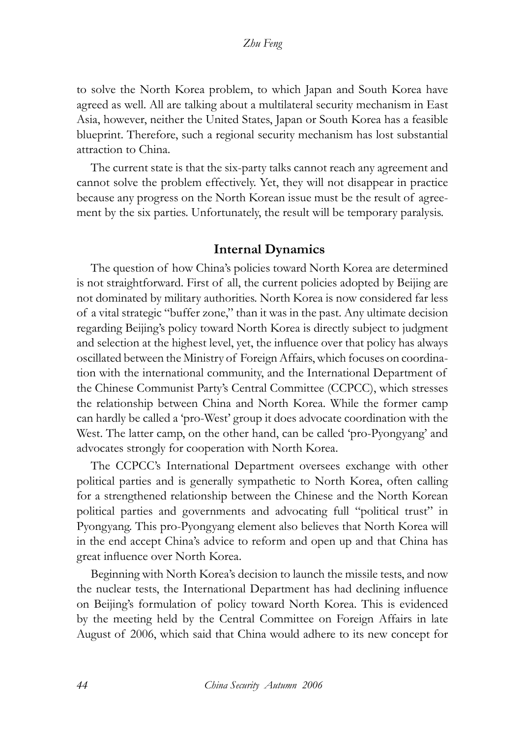to solve the North Korea problem, to which Japan and South Korea have agreed as well. All are talking about a multilateral security mechanism in East Asia, however, neither the United States, Japan or South Korea has a feasible blueprint. Therefore, such a regional security mechanism has lost substantial attraction to China.

The current state is that the six-party talks cannot reach any agreement and cannot solve the problem effectively. Yet, they will not disappear in practice because any progress on the North Korean issue must be the result of agreement by the six parties. Unfortunately, the result will be temporary paralysis.

## Internal Dynamics

The question of how China's policies toward North Korea are determined is not straightforward. First of all, the current policies adopted by Beijing are not dominated by military authorities. North Korea is now considered far less of a vital strategic "buffer zone," than it was in the past. Any ultimate decision regarding Beijing's policy toward North Korea is directly subject to judgment and selection at the highest level, yet, the influence over that policy has always oscillated between the Ministry of Foreign Affairs, which focuses on coordination with the international community, and the International Department of the Chinese Communist Party's Central Committee (CCPCC), which stresses the relationship between China and North Korea. While the former camp can hardly be called a 'pro-West' group it does advocate coordination with the West. The latter camp, on the other hand, can be called 'pro-Pyongyang' and advocates strongly for cooperation with North Korea.

The CCPCC's International Department oversees exchange with other political parties and is generally sympathetic to North Korea, often calling for a strengthened relationship between the Chinese and the North Korean political parties and governments and advocating full "political trust" in Pyongyang. This pro-Pyongyang element also believes that North Korea will in the end accept China's advice to reform and open up and that China has great influence over North Korea.

Beginning with North Korea's decision to launch the missile tests, and now the nuclear tests, the International Department has had declining influence on Beijing's formulation of policy toward North Korea. This is evidenced by the meeting held by the Central Committee on Foreign Affairs in late August of 2006, which said that China would adhere to its new concept for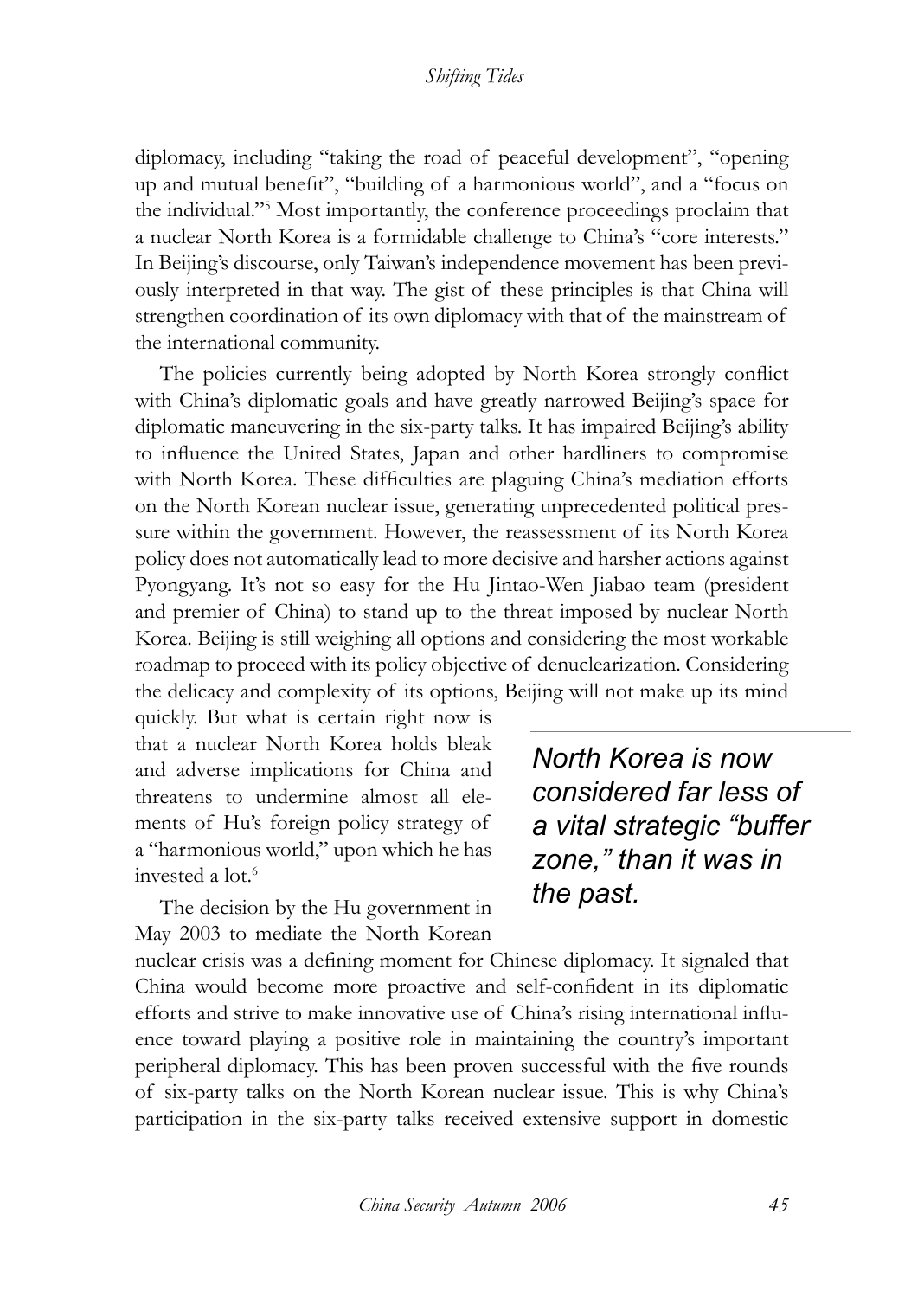diplomacy, including "taking the road of peaceful development", "opening up and mutual benefit", "building of a harmonious world", and a "focus on the individual."[5] Most importantly, the conference proceedings proclaim that a nuclear North Korea is a formidable challenge to China's "core interests." In Beijing's discourse, only Taiwan's independence movement has been previously interpreted in that way. The gist of these principles is that China will strengthen coordination of its own diplomacy with that of the mainstream of the international community.

The policies currently being adopted by North Korea strongly conflict with China's diplomatic goals and have greatly narrowed Beijing's space for diplomatic maneuvering in the six-party talks. It has impaired Beijing's ability to influence the United States, Japan and other hardliners to compromise with North Korea. These difficulties are plaguing China's mediation efforts on the North Korean nuclear issue, generating unprecedented political pressure within the government. However, the reassessment of its North Korea policy does not automatically lead to more decisive and harsher actions against Pyongyang. It's not so easy for the Hu Jintao-Wen Jiabao team (president and premier of China) to stand up to the threat imposed by nuclear North Korea. Beijing is still weighing all options and considering the most workable roadmap to proceed with its policy objective of denuclearization. Considering the delicacy and complexity of its options, Beijing will not make up its mind quickly. But what is certain right now is that a nuclear North Korea holds bleak and adverse implications for China and threatens to undermine almost all elements of Hu's foreign policy strategy of a "harmonious world," upon which he has invested a lot.[6]

> *North Korea is now considered far less of a vital strategic "buffer zone," than it was in the past.*

The decision by the Hu government in May 2003 to mediate the North Korean nuclear crisis was a defining moment for Chinese diplomacy. It signaled that China would become more proactive and self-confident in its diplomatic efforts and strive to make innovative use of China's rising international influence toward playing a positive role in maintaining the country's important peripheral diplomacy. This has been proven successful with the five rounds of six-party talks on the North Korean nuclear issue. This is why China's participation in the six-party talks received extensive support in domestic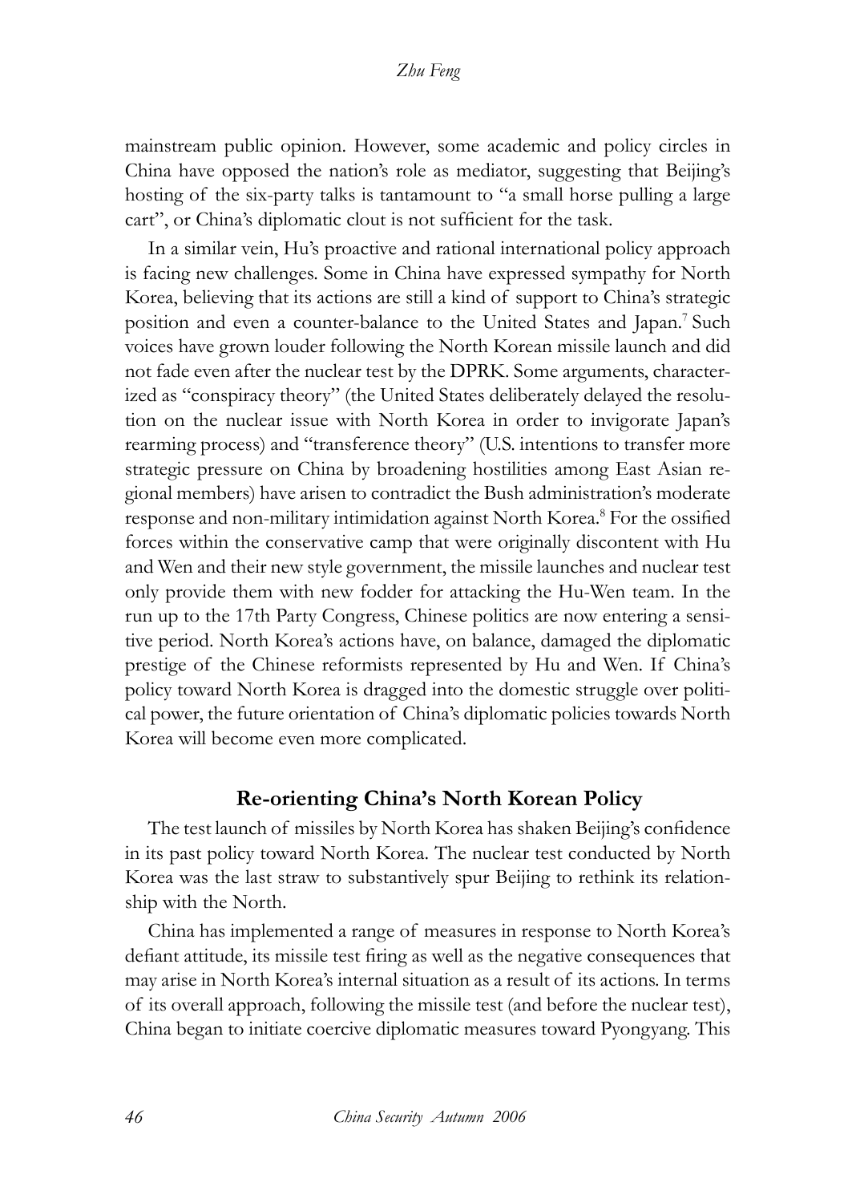mainstream public opinion. However, some academic and policy circles in China have opposed the nation's role as mediator, suggesting that Beijing's hosting of the six-party talks is tantamount to "a small horse pulling a large cart", or China's diplomatic clout is not sufficient for the task.

In a similar vein, Hu's proactive and rational international policy approach is facing new challenges. Some in China have expressed sympathy for North Korea, believing that its actions are still a kind of support to China's strategic position and even a counter-balance to the United States and Japan.[7] Such voices have grown louder following the North Korean missile launch and did not fade even after the nuclear test by the DPRK. Some arguments, characterized as "conspiracy theory" (the United States deliberately delayed the resolution on the nuclear issue with North Korea in order to invigorate Japan's rearming process) and "transference theory" (U.S. intentions to transfer more strategic pressure on China by broadening hostilities among East Asian regional members) have arisen to contradict the Bush administration's moderate response and non-military intimidation against North Korea.[8] For the ossified forces within the conservative camp that were originally discontent with Hu and Wen and their new style government, the missile launches and nuclear test only provide them with new fodder for attacking the Hu-Wen team. In the run up to the 17th Party Congress, Chinese politics are now entering a sensitive period. North Korea's actions have, on balance, damaged the diplomatic prestige of the Chinese reformists represented by Hu and Wen. If China's policy toward North Korea is dragged into the domestic struggle over political power, the future orientation of China's diplomatic policies towards North Korea will become even more complicated.

## Re-orienting China's North Korean Policy

The test launch of missiles by North Korea has shaken Beijing's confidence in its past policy toward North Korea. The nuclear test conducted by North Korea was the last straw to substantively spur Beijing to rethink its relationship with the North.

China has implemented a range of measures in response to North Korea's defiant attitude, its missile test firing as well as the negative consequences that may arise in North Korea's internal situation as a result of its actions. In terms of its overall approach, following the missile test (and before the nuclear test), China began to initiate coercive diplomatic measures toward Pyongyang. This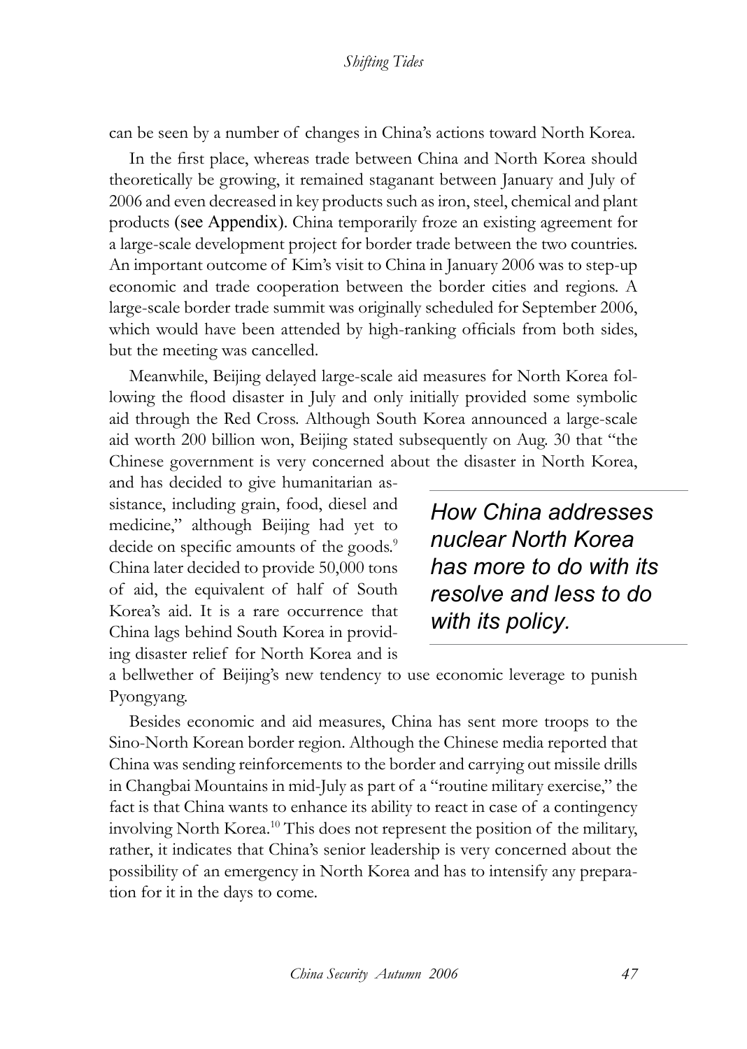can be seen by a number of changes in China's actions toward North Korea.

In the first place, whereas trade between China and North Korea should theoretically be growing, it remained staganant between January and July of 2006 and even decreased in key products such as iron, steel, chemical and plant products (see Appendix). China temporarily froze an existing agreement for a large-scale development project for border trade between the two countries. An important outcome of Kim's visit to China in January 2006 was to step-up economic and trade cooperation between the border cities and regions. A large-scale border trade summit was originally scheduled for September 2006, which would have been attended by high-ranking officials from both sides, but the meeting was cancelled.

Meanwhile, Beijing delayed large-scale aid measures for North Korea following the flood disaster in July and only initially provided some symbolic aid through the Red Cross. Although South Korea announced a large-scale aid worth 200 billion won, Beijing stated subsequently on Aug. 30 that "the Chinese government is very concerned about the disaster in North Korea, and has decided to give humanitarian assistance, including grain, food, diesel and medicine," although Beijing had yet to decide on specific amounts of the goods.[9] China later decided to provide 50,000 tons of aid, the equivalent of half of South Korea's aid. It is a rare occurrence that China lags behind South Korea in providing disaster relief for North Korea and is a bellwether of Beijing's new tendency to use economic leverage to punish Pyongyang.

> *How China addresses nuclear North Korea has more to do with its resolve and less to do with its policy.*

Besides economic and aid measures, China has sent more troops to the Sino-North Korean border region. Although the Chinese media reported that China was sending reinforcements to the border and carrying out missile drills in Changbai Mountains in mid-July as part of a "routine military exercise," the fact is that China wants to enhance its ability to react in case of a contingency involving North Korea.[10] This does not represent the position of the military, rather, it indicates that China's senior leadership is very concerned about the possibility of an emergency in North Korea and has to intensify any preparation for it in the days to come.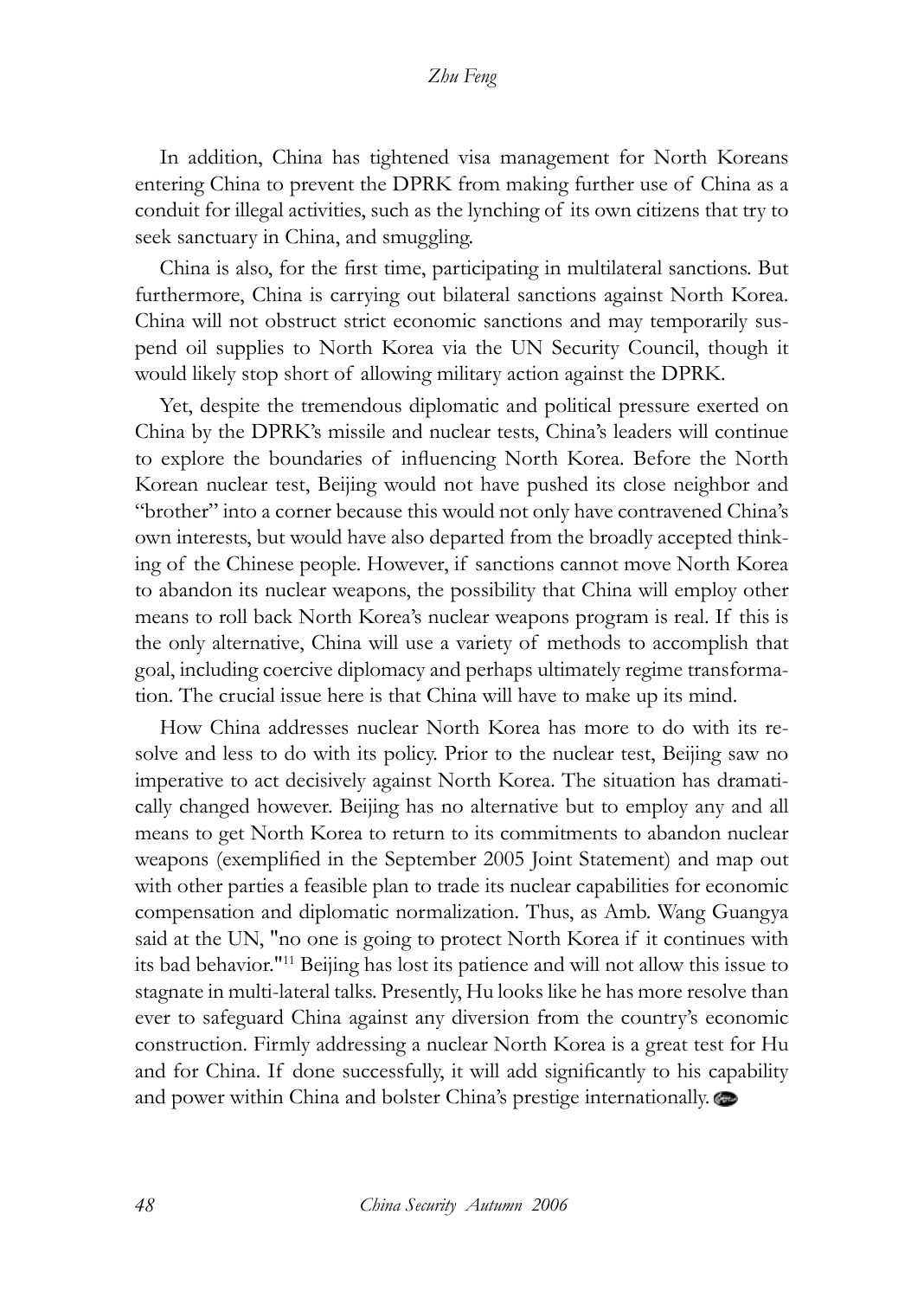In addition, China has tightened visa management for North Koreans entering China to prevent the DPRK from making further use of China as a conduit for illegal activities, such as the lynching of its own citizens that try to seek sanctuary in China, and smuggling.

China is also, for the first time, participating in multilateral sanctions. But furthermore, China is carrying out bilateral sanctions against North Korea. China will not obstruct strict economic sanctions and may temporarily suspend oil supplies to North Korea via the UN Security Council, though it would likely stop short of allowing military action against the DPRK.

Yet, despite the tremendous diplomatic and political pressure exerted on China by the DPRK's missile and nuclear tests, China's leaders will continue to explore the boundaries of influencing North Korea. Before the North Korean nuclear test, Beijing would not have pushed its close neighbor and "brother" into a corner because this would not only have contravened China's own interests, but would have also departed from the broadly accepted thinking of the Chinese people. However, if sanctions cannot move North Korea to abandon its nuclear weapons, the possibility that China will employ other means to roll back North Korea's nuclear weapons program is real. If this is the only alternative, China will use a variety of methods to accomplish that goal, including coercive diplomacy and perhaps ultimately regime transformation. The crucial issue here is that China will have to make up its mind.

How China addresses nuclear North Korea has more to do with its resolve and less to do with its policy. Prior to the nuclear test, Beijing saw no imperative to act decisively against North Korea. The situation has dramatically changed however. Beijing has no alternative but to employ any and all means to get North Korea to return to its commitments to abandon nuclear weapons (exemplified in the September 2005 Joint Statement) and map out with other parties a feasible plan to trade its nuclear capabilities for economic compensation and diplomatic normalization. Thus, as Amb. Wang Guangya said at the UN, "no one is going to protect North Korea if it continues with its bad behavior."[11] Beijing has lost its patience and will not allow this issue to stagnate in multi-lateral talks. Presently, Hu looks like he has more resolve than ever to safeguard China against any diversion from the country's economic construction. Firmly addressing a nuclear North Korea is a great test for Hu and for China. If done successfully, it will add significantly to his capability and power within China and bolster China's prestige internationally.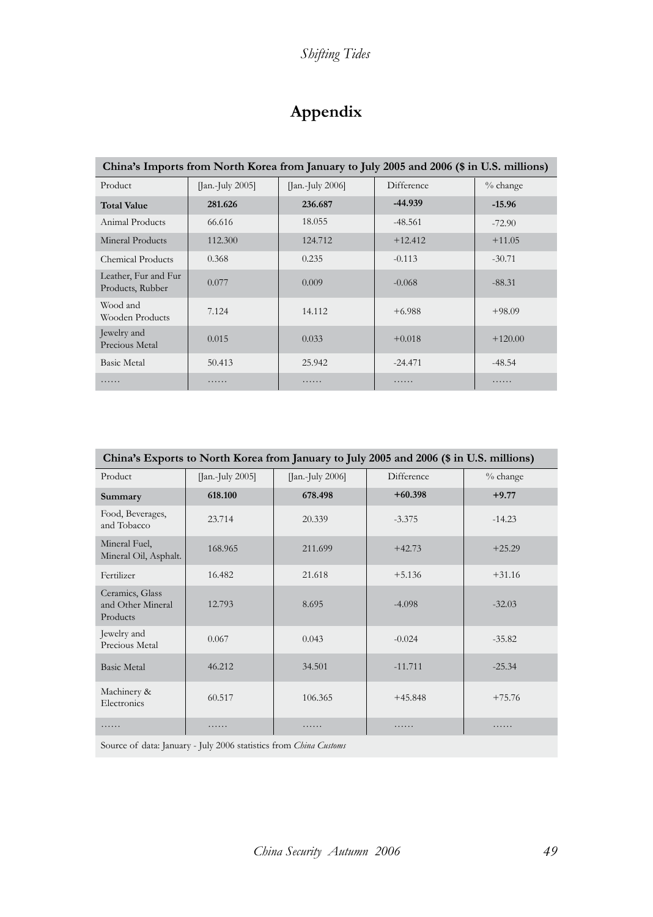# Appendix

| China's Imports from North Korea from January to July 2005 and 2006 ($ in U.S. millions) | | | | |
|---|---|---|---|---|
| Product | [Jan.-July 2005] | [Jan.-July 2006] | Difference | % change |
| **Total Value** | **281.626** | **236.687** | **-44.939** | **-15.96** |
| Animal Products | 66.616 | 18.055 | -48.561 | -72.90 |
| Mineral Products | 112.300 | 124.712 | +12.412 | +11.05 |
| Chemical Products | 0.368 | 0.235 | -0.113 | -30.71 |
| Leather, Fur and Fur Products, Rubber | 0.077 | 0.009 | -0.068 | -88.31 |
| Wood and Wooden Products | 7.124 | 14.112 | +6.988 | +98.09 |
| Jewelry and Precious Metal | 0.015 | 0.033 | +0.018 | +120.00 |
| Basic Metal | 50.413 | 25.942 | -24.471 | -48.54 |
| …… | …… | …… | …… | …… |

| China's Exports to North Korea from January to July 2005 and 2006 ($ in U.S. millions) | | | | |
|---|---|---|---|---|
| Product | [Jan.-July 2005] | [Jan.-July 2006] | Difference | % change |
| **Summary** | **618.100** | **678.498** | **+60.398** | **+9.77** |
| Food, Beverages, and Tobacco | 23.714 | 20.339 | -3.375 | -14.23 |
| Mineral Fuel, Mineral Oil, Asphalt. | 168.965 | 211.699 | +42.73 | +25.29 |
| Fertilizer | 16.482 | 21.618 | +5.136 | +31.16 |
| Ceramics, Glass and Other Mineral Products | 12.793 | 8.695 | -4.098 | -32.03 |
| Jewelry and Precious Metal | 0.067 | 0.043 | -0.024 | -35.82 |
| Basic Metal | 46.212 | 34.501 | -11.711 | -25.34 |
| Machinery & Electronics | 60.517 | 106.365 | +45.848 | +75.76 |
| …… | …… | …… | …… | …… |

Source of data: January - July 2006 statistics from *China Customs*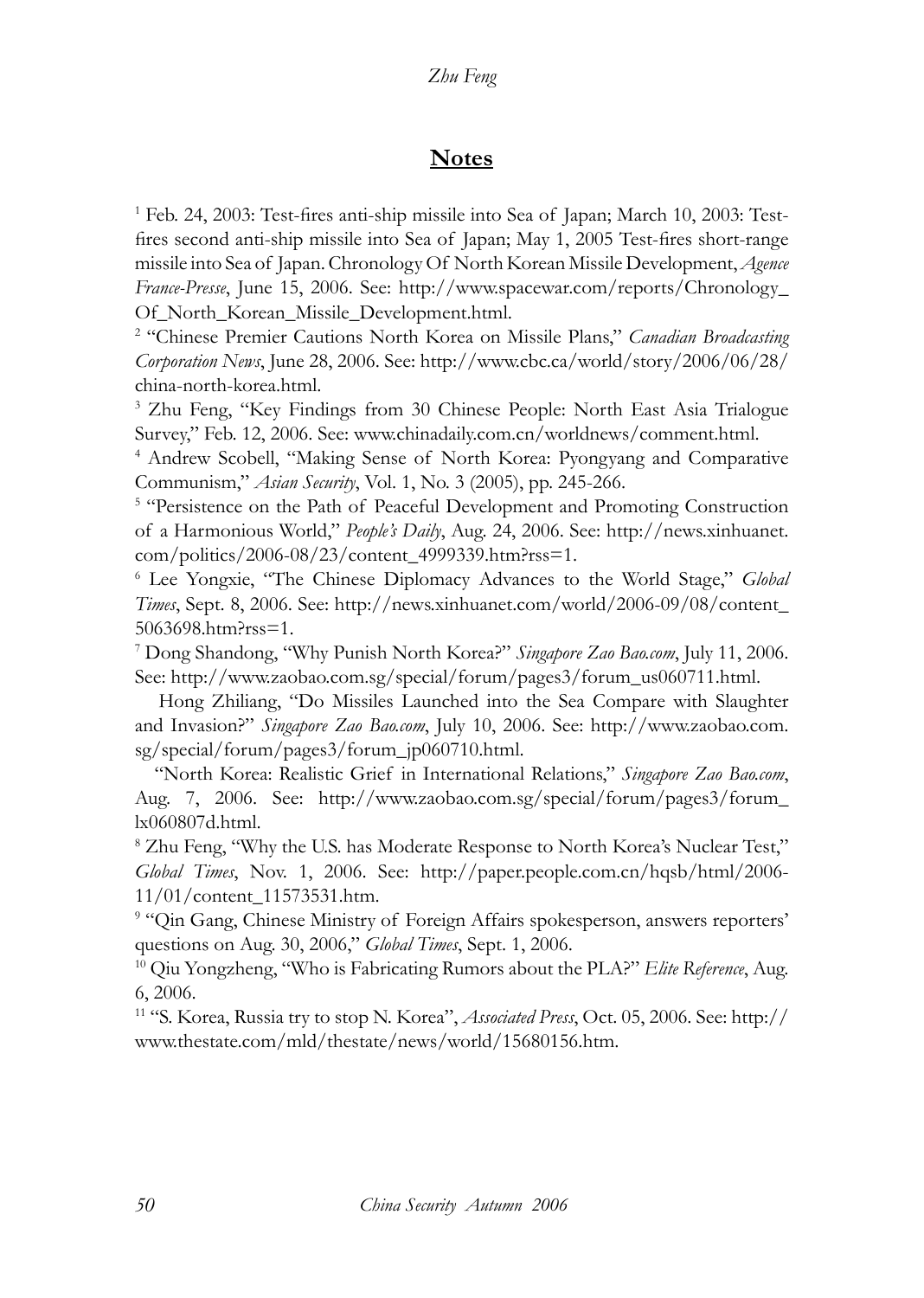## Notes

[1] Feb. 24, 2003: Test-fires anti-ship missile into Sea of Japan; March 10, 2003: Test-fires second anti-ship missile into Sea of Japan; May 1, 2005 Test-fires short-range missile into Sea of Japan. Chronology Of North Korean Missile Development, *Agence France-Presse*, June 15, 2006. See: http://www.spacewar.com/reports/Chronology_Of_North_Korean_Missile_Development.html.

[2] "Chinese Premier Cautions North Korea on Missile Plans," *Canadian Broadcasting Corporation News*, June 28, 2006. See: http://www.cbc.ca/world/story/2006/06/28/china-north-korea.html.

[3] Zhu Feng, "Key Findings from 30 Chinese People: North East Asia Trialogue Survey," Feb. 12, 2006. See: www.chinadaily.com.cn/worldnews/comment.html.

[4] Andrew Scobell, "Making Sense of North Korea: Pyongyang and Comparative Communism," *Asian Security*, Vol. 1, No. 3 (2005), pp. 245-266.

[5] "Persistence on the Path of Peaceful Development and Promoting Construction of a Harmonious World," *People's Daily*, Aug. 24, 2006. See: http://news.xinhuanet.com/politics/2006-08/23/content_4999339.htm?rss=1.

[6] Lee Yongxie, "The Chinese Diplomacy Advances to the World Stage," *Global Times*, Sept. 8, 2006. See: http://news.xinhuanet.com/world/2006-09/08/content_5063698.htm?rss=1.

[7] Dong Shandong, "Why Punish North Korea?" *Singapore Zao Bao.com*, July 11, 2006. See: http://www.zaobao.com.sg/special/forum/pages3/forum_us060711.html.

Hong Zhiliang, "Do Missiles Launched into the Sea Compare with Slaughter and Invasion?" *Singapore Zao Bao.com*, July 10, 2006. See: http://www.zaobao.com.sg/special/forum/pages3/forum_jp060710.html.

"North Korea: Realistic Grief in International Relations," *Singapore Zao Bao.com*, Aug. 7, 2006. See: http://www.zaobao.com.sg/special/forum/pages3/forum_lx060807d.html.

[8] Zhu Feng, "Why the U.S. has Moderate Response to North Korea's Nuclear Test," *Global Times*, Nov. 1, 2006. See: http://paper.people.com.cn/hqsb/html/2006-11/01/content_11573531.htm.

[9] "Qin Gang, Chinese Ministry of Foreign Affairs spokesperson, answers reporters' questions on Aug. 30, 2006," *Global Times*, Sept. 1, 2006.

[10] Qiu Yongzheng, "Who is Fabricating Rumors about the PLA?" *Elite Reference*, Aug. 6, 2006.

[11] "S. Korea, Russia try to stop N. Korea", *Associated Press*, Oct. 05, 2006. See: http://www.thestate.com/mld/thestate/news/world/15680156.htm.